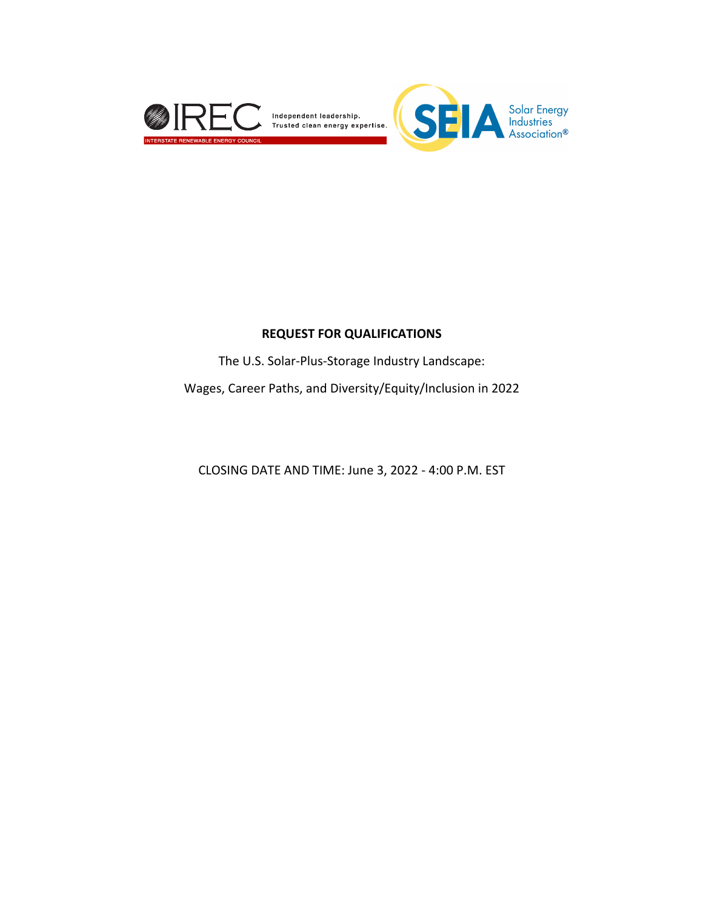IREC — Independent leadership. Trusted clean energy expertise. INTERSTATE RENEWABLE ENERGY COUNCIL

SEIA Solar Energy Industries Association®

# REQUEST FOR QUALIFICATIONS

The U.S. Solar-Plus-Storage Industry Landscape:

Wages, Career Paths, and Diversity/Equity/Inclusion in 2022

CLOSING DATE AND TIME: June 3, 2022 - 4:00 P.M. EST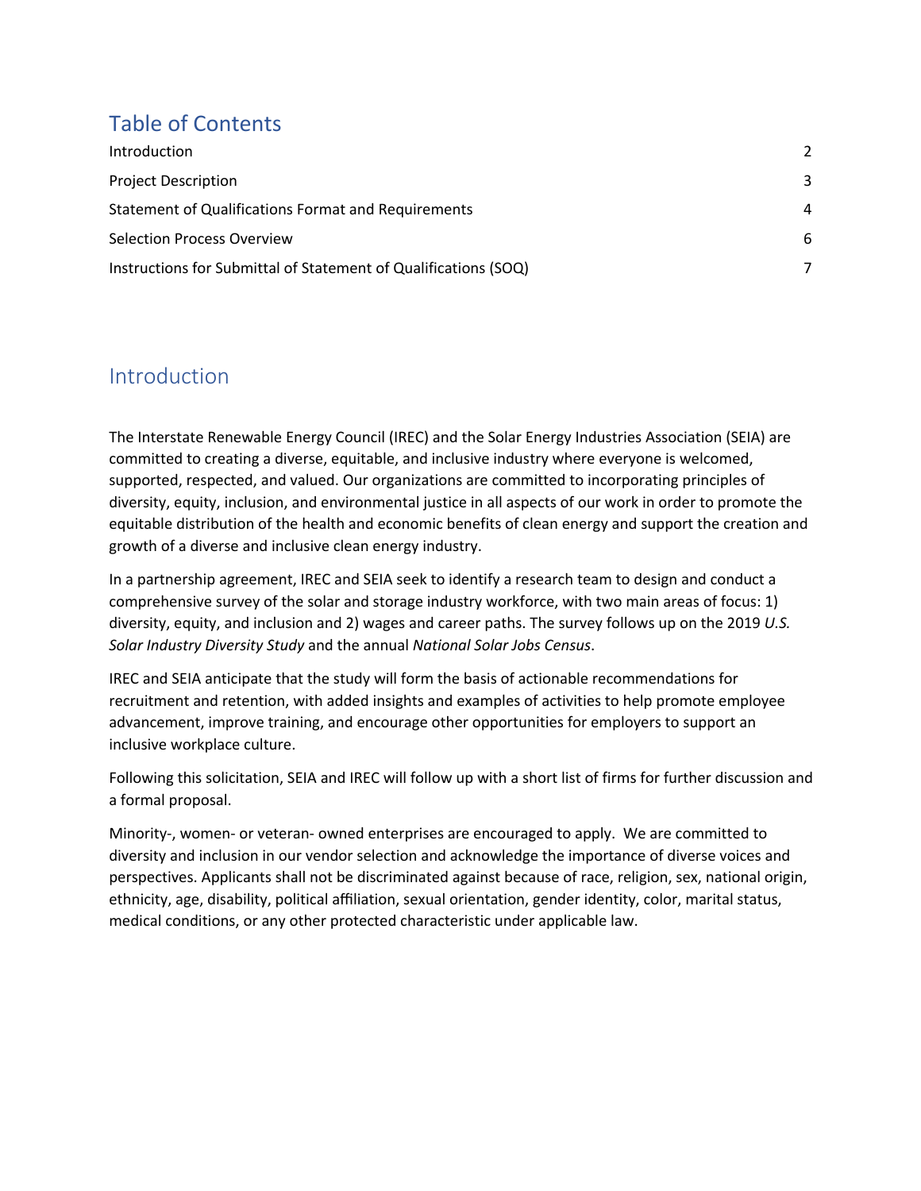## Table of Contents

| | |
|---|---|
| Introduction | 2 |
| Project Description | 3 |
| Statement of Qualifications Format and Requirements | 4 |
| Selection Process Overview | 6 |
| Instructions for Submittal of Statement of Qualifications (SOQ) | 7 |

## Introduction

The Interstate Renewable Energy Council (IREC) and the Solar Energy Industries Association (SEIA) are committed to creating a diverse, equitable, and inclusive industry where everyone is welcomed, supported, respected, and valued. Our organizations are committed to incorporating principles of diversity, equity, inclusion, and environmental justice in all aspects of our work in order to promote the equitable distribution of the health and economic benefits of clean energy and support the creation and growth of a diverse and inclusive clean energy industry.

In a partnership agreement, IREC and SEIA seek to identify a research team to design and conduct a comprehensive survey of the solar and storage industry workforce, with two main areas of focus: 1) diversity, equity, and inclusion and 2) wages and career paths. The survey follows up on the 2019 *U.S. Solar Industry Diversity Study* and the annual *National Solar Jobs Census*.

IREC and SEIA anticipate that the study will form the basis of actionable recommendations for recruitment and retention, with added insights and examples of activities to help promote employee advancement, improve training, and encourage other opportunities for employers to support an inclusive workplace culture.

Following this solicitation, SEIA and IREC will follow up with a short list of firms for further discussion and a formal proposal.

Minority-, women- or veteran- owned enterprises are encouraged to apply. We are committed to diversity and inclusion in our vendor selection and acknowledge the importance of diverse voices and perspectives. Applicants shall not be discriminated against because of race, religion, sex, national origin, ethnicity, age, disability, political affiliation, sexual orientation, gender identity, color, marital status, medical conditions, or any other protected characteristic under applicable law.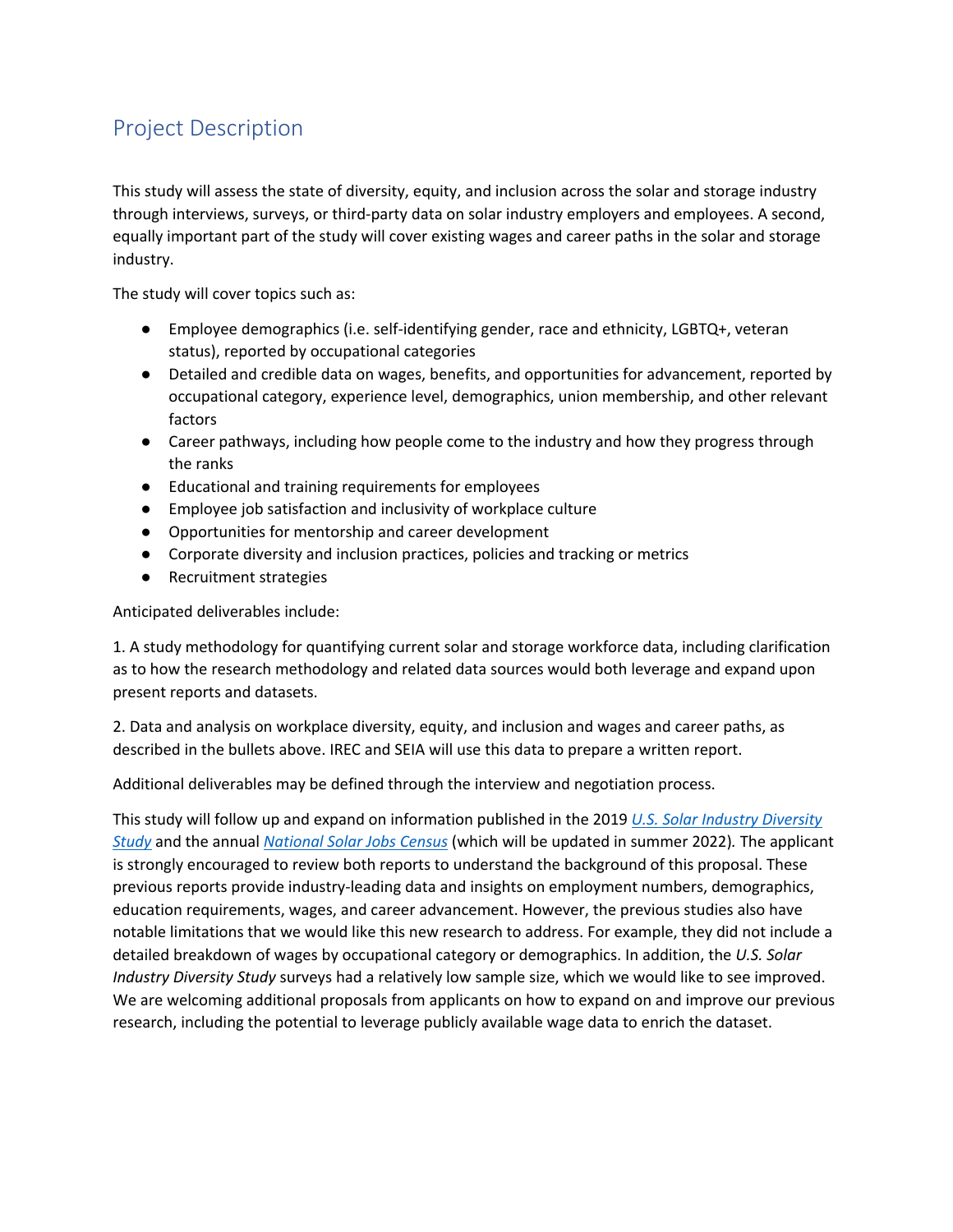## Project Description

This study will assess the state of diversity, equity, and inclusion across the solar and storage industry through interviews, surveys, or third-party data on solar industry employers and employees. A second, equally important part of the study will cover existing wages and career paths in the solar and storage industry.

The study will cover topics such as:

- Employee demographics (i.e. self-identifying gender, race and ethnicity, LGBTQ+, veteran status), reported by occupational categories
- Detailed and credible data on wages, benefits, and opportunities for advancement, reported by occupational category, experience level, demographics, union membership, and other relevant factors
- Career pathways, including how people come to the industry and how they progress through the ranks
- Educational and training requirements for employees
- Employee job satisfaction and inclusivity of workplace culture
- Opportunities for mentorship and career development
- Corporate diversity and inclusion practices, policies and tracking or metrics
- Recruitment strategies

Anticipated deliverables include:

1. A study methodology for quantifying current solar and storage workforce data, including clarification as to how the research methodology and related data sources would both leverage and expand upon present reports and datasets.

2. Data and analysis on workplace diversity, equity, and inclusion and wages and career paths, as described in the bullets above. IREC and SEIA will use this data to prepare a written report.

Additional deliverables may be defined through the interview and negotiation process.

This study will follow up and expand on information published in the 2019 *U.S. Solar Industry Diversity Study* and the annual *National Solar Jobs Census* (which will be updated in summer 2022). The applicant is strongly encouraged to review both reports to understand the background of this proposal. These previous reports provide industry-leading data and insights on employment numbers, demographics, education requirements, wages, and career advancement. However, the previous studies also have notable limitations that we would like this new research to address. For example, they did not include a detailed breakdown of wages by occupational category or demographics. In addition, the *U.S. Solar Industry Diversity Study* surveys had a relatively low sample size, which we would like to see improved. We are welcoming additional proposals from applicants on how to expand on and improve our previous research, including the potential to leverage publicly available wage data to enrich the dataset.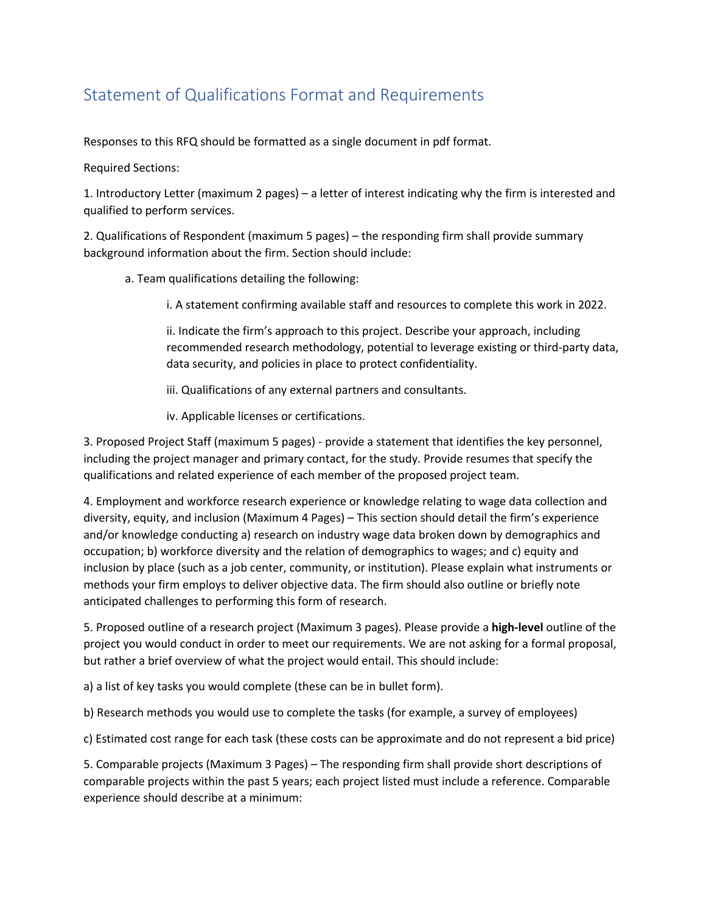## Statement of Qualifications Format and Requirements

Responses to this RFQ should be formatted as a single document in pdf format.

Required Sections:

1. Introductory Letter (maximum 2 pages) – a letter of interest indicating why the firm is interested and qualified to perform services.

2. Qualifications of Respondent (maximum 5 pages) – the responding firm shall provide summary background information about the firm. Section should include:

    a. Team qualifications detailing the following:

        i. A statement confirming available staff and resources to complete this work in 2022.

        ii. Indicate the firm's approach to this project. Describe your approach, including recommended research methodology, potential to leverage existing or third-party data, data security, and policies in place to protect confidentiality.

        iii. Qualifications of any external partners and consultants.

        iv. Applicable licenses or certifications.

3. Proposed Project Staff (maximum 5 pages) - provide a statement that identifies the key personnel, including the project manager and primary contact, for the study. Provide resumes that specify the qualifications and related experience of each member of the proposed project team.

4. Employment and workforce research experience or knowledge relating to wage data collection and diversity, equity, and inclusion (Maximum 4 Pages) – This section should detail the firm's experience and/or knowledge conducting a) research on industry wage data broken down by demographics and occupation; b) workforce diversity and the relation of demographics to wages; and c) equity and inclusion by place (such as a job center, community, or institution). Please explain what instruments or methods your firm employs to deliver objective data. The firm should also outline or briefly note anticipated challenges to performing this form of research.

5. Proposed outline of a research project (Maximum 3 pages). Please provide a **high-level** outline of the project you would conduct in order to meet our requirements. We are not asking for a formal proposal, but rather a brief overview of what the project would entail. This should include:

a) a list of key tasks you would complete (these can be in bullet form).

b) Research methods you would use to complete the tasks (for example, a survey of employees)

c) Estimated cost range for each task (these costs can be approximate and do not represent a bid price)

5. Comparable projects (Maximum 3 Pages) – The responding firm shall provide short descriptions of comparable projects within the past 5 years; each project listed must include a reference. Comparable experience should describe at a minimum: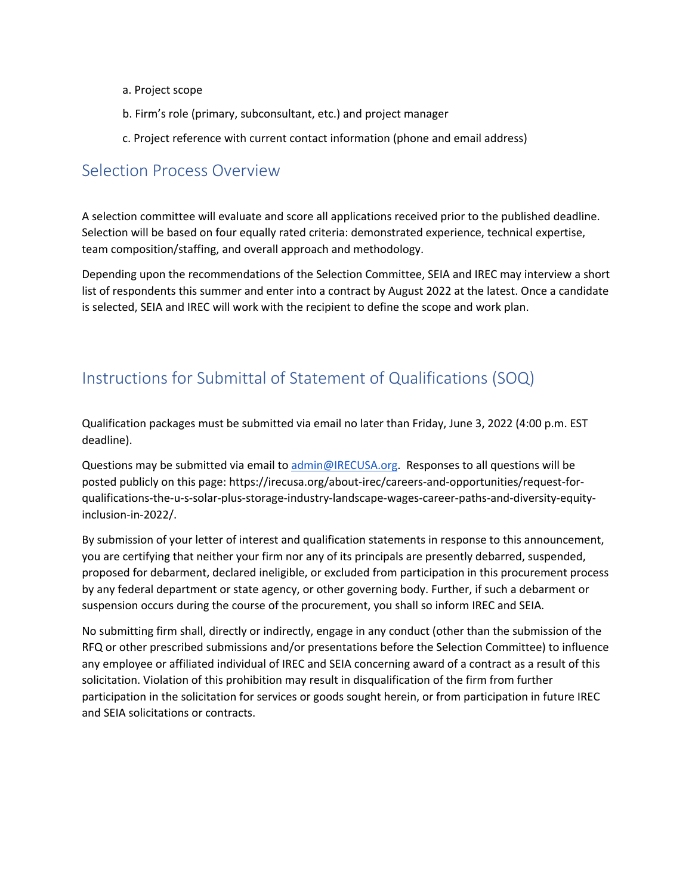a. Project scope

b. Firm's role (primary, subconsultant, etc.) and project manager

c. Project reference with current contact information (phone and email address)

## Selection Process Overview

A selection committee will evaluate and score all applications received prior to the published deadline. Selection will be based on four equally rated criteria: demonstrated experience, technical expertise, team composition/staffing, and overall approach and methodology.

Depending upon the recommendations of the Selection Committee, SEIA and IREC may interview a short list of respondents this summer and enter into a contract by August 2022 at the latest. Once a candidate is selected, SEIA and IREC will work with the recipient to define the scope and work plan.

## Instructions for Submittal of Statement of Qualifications (SOQ)

Qualification packages must be submitted via email no later than Friday, June 3, 2022 (4:00 p.m. EST deadline).

Questions may be submitted via email to admin@IRECUSA.org. Responses to all questions will be posted publicly on this page: https://irecusa.org/about-irec/careers-and-opportunities/request-for-qualifications-the-u-s-solar-plus-storage-industry-landscape-wages-career-paths-and-diversity-equity-inclusion-in-2022/.

By submission of your letter of interest and qualification statements in response to this announcement, you are certifying that neither your firm nor any of its principals are presently debarred, suspended, proposed for debarment, declared ineligible, or excluded from participation in this procurement process by any federal department or state agency, or other governing body. Further, if such a debarment or suspension occurs during the course of the procurement, you shall so inform IREC and SEIA.

No submitting firm shall, directly or indirectly, engage in any conduct (other than the submission of the RFQ or other prescribed submissions and/or presentations before the Selection Committee) to influence any employee or affiliated individual of IREC and SEIA concerning award of a contract as a result of this solicitation. Violation of this prohibition may result in disqualification of the firm from further participation in the solicitation for services or goods sought herein, or from participation in future IREC and SEIA solicitations or contracts.